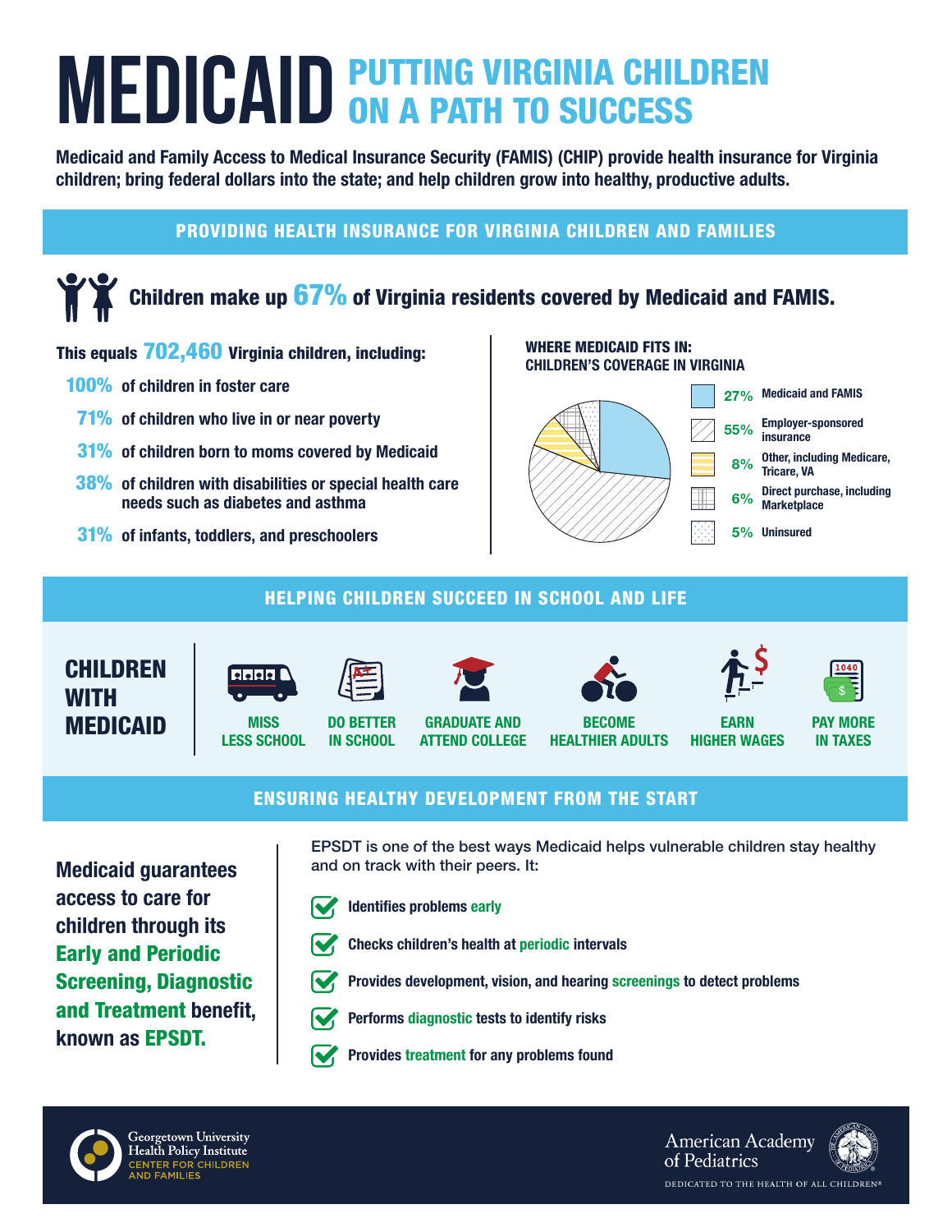# MEDICAID PUTTING VIRGINIA CHILDREN ON A PATH TO SUCCESS

**Medicaid and Family Access to Medical Insurance Security (FAMIS) (CHIP) provide health insurance for Virginia children; bring federal dollars into the state; and help children grow into healthy, productive adults.**

## PROVIDING HEALTH INSURANCE FOR VIRGINIA CHILDREN AND FAMILIES

### Children make up 67% of Virginia residents covered by Medicaid and FAMIS.

**This equals 702,460 Virginia children, including:**

- **100%** of children in foster care
- **71%** of children who live in or near poverty
- **31%** of children born to moms covered by Medicaid
- **38%** of children with disabilities or special health care needs such as diabetes and asthma
- **31%** of infants, toddlers, and preschoolers

**WHERE MEDICAID FITS IN: CHILDREN'S COVERAGE IN VIRGINIA**

| Coverage | Percent |
|---|---|
| Medicaid and FAMIS | 27% |
| Employer-sponsored insurance | 55% |
| Other, including Medicare, Tricare, VA | 8% |
| Direct purchase, including Marketplace | 6% |
| Uninsured | 5% |

## HELPING CHILDREN SUCCEED IN SCHOOL AND LIFE

**CHILDREN WITH MEDICAID**

- MISS LESS SCHOOL
- DO BETTER IN SCHOOL
- GRADUATE AND ATTEND COLLEGE
- BECOME HEALTHIER ADULTS
- EARN HIGHER WAGES
- PAY MORE IN TAXES

## ENSURING HEALTHY DEVELOPMENT FROM THE START

**Medicaid guarantees access to care for children through its Early and Periodic Screening, Diagnostic and Treatment benefit, known as EPSDT.**

EPSDT is one of the best ways Medicaid helps vulnerable children stay healthy and on track with their peers. It:

- **Identifies problems early**
- **Checks children's health at periodic intervals**
- **Provides development, vision, and hearing screenings to detect problems**
- **Performs diagnostic tests to identify risks**
- **Provides treatment for any problems found**

Georgetown University Health Policy Institute
CENTER FOR CHILDREN AND FAMILIES

American Academy of Pediatrics
DEDICATED TO THE HEALTH OF ALL CHILDREN®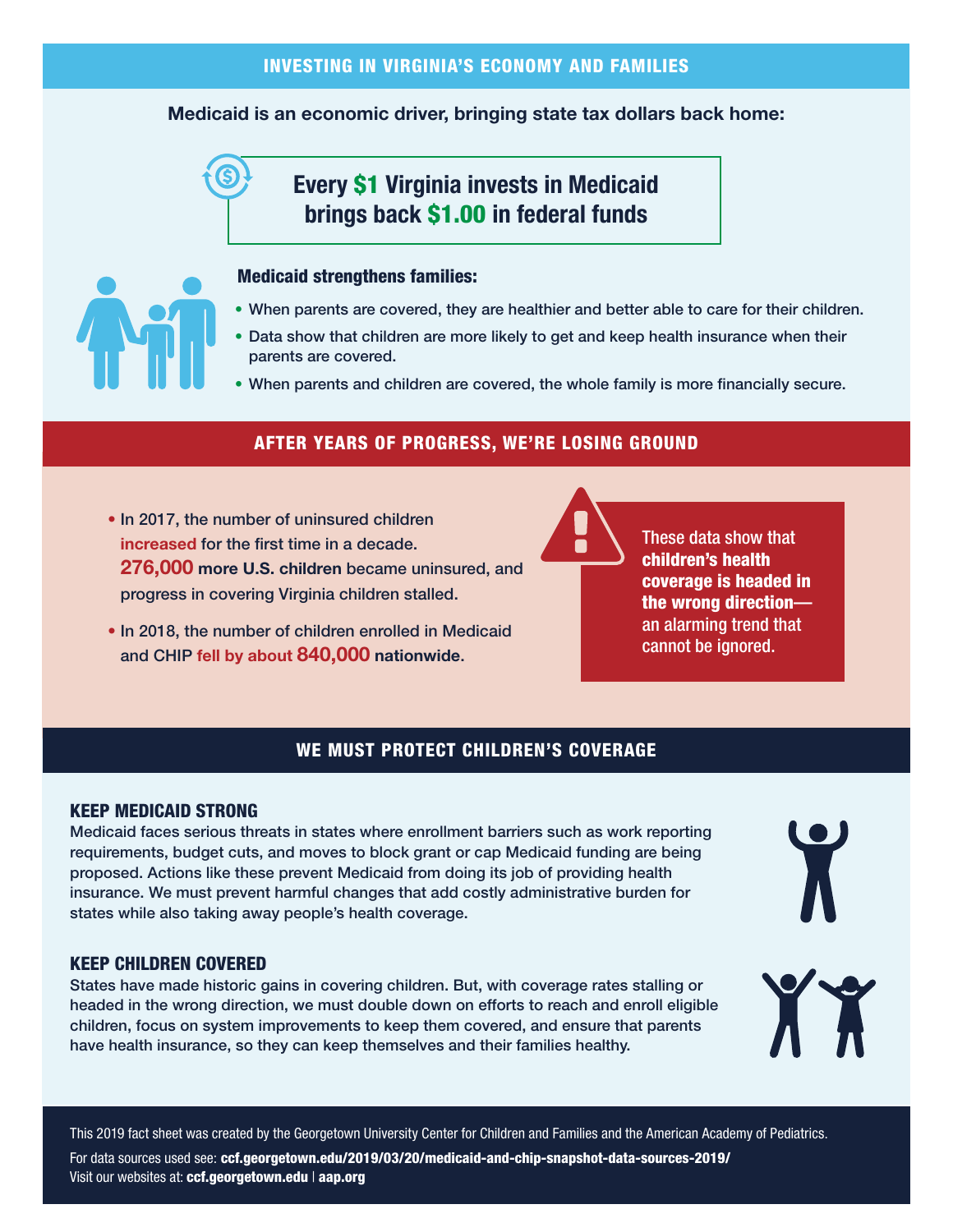## INVESTING IN VIRGINIA'S ECONOMY AND FAMILIES

**Medicaid is an economic driver, bringing state tax dollars back home:**

**Every $1 Virginia invests in Medicaid brings back $1.00 in federal funds**

### Medicaid strengthens families:

- When parents are covered, they are healthier and better able to care for their children.
- Data show that children are more likely to get and keep health insurance when their parents are covered.
- When parents and children are covered, the whole family is more financially secure.

## AFTER YEARS OF PROGRESS, WE'RE LOSING GROUND

- In 2017, the number of uninsured children **increased** for the first time in a decade. **276,000 more U.S. children** became uninsured, and progress in covering Virginia children stalled.
- In 2018, the number of children enrolled in Medicaid and CHIP **fell by about 840,000 nationwide.**

These data show that **children's health coverage is headed in the wrong direction**—an alarming trend that cannot be ignored.

## WE MUST PROTECT CHILDREN'S COVERAGE

### KEEP MEDICAID STRONG

Medicaid faces serious threats in states where enrollment barriers such as work reporting requirements, budget cuts, and moves to block grant or cap Medicaid funding are being proposed. Actions like these prevent Medicaid from doing its job of providing health insurance. We must prevent harmful changes that add costly administrative burden for states while also taking away people's health coverage.

### KEEP CHILDREN COVERED

States have made historic gains in covering children. But, with coverage rates stalling or headed in the wrong direction, we must double down on efforts to reach and enroll eligible children, focus on system improvements to keep them covered, and ensure that parents have health insurance, so they can keep themselves and their families healthy.

This 2019 fact sheet was created by the Georgetown University Center for Children and Families and the American Academy of Pediatrics.

For data sources used see: **ccf.georgetown.edu/2019/03/20/medicaid-and-chip-snapshot-data-sources-2019/**

Visit our websites at: **ccf.georgetown.edu** | **aap.org**